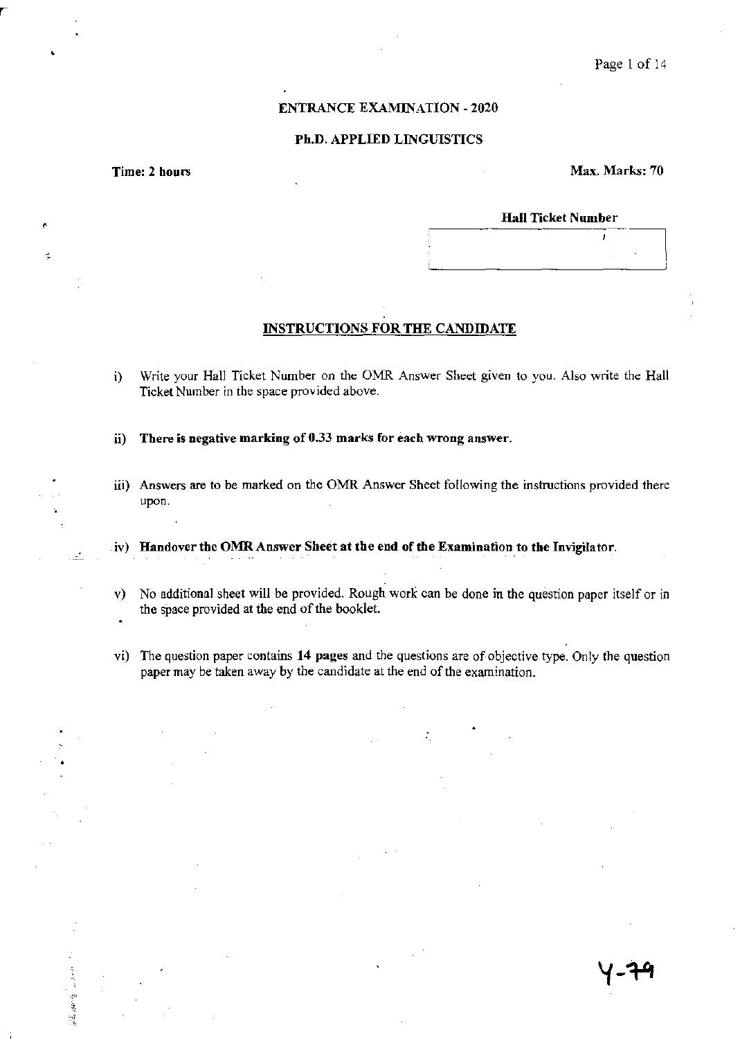## ENTRANCE EXAMINATION - 2020

## Ph.D. APPLIED LINGUISTICS

**Time: 2 hours** **Max. Marks: 70**

**Hall Ticket Number**

| |
|---|
| |

### INSTRUCTIONS FOR THE CANDIDATE

i) Write your Hall Ticket Number on the OMR Answer Sheet given to you. Also write the Hall Ticket Number in the space provided above.

ii) **There is negative marking of 0.33 marks for each wrong answer.**

iii) Answers are to be marked on the OMR Answer Sheet following the instructions provided there upon.

iv) **Handover the OMR Answer Sheet at the end of the Examination to the Invigilator.**

v) No additional sheet will be provided. Rough work can be done in the question paper itself or in the space provided at the end of the booklet.

vi) The question paper contains **14 pages** and the questions are of objective type. Only the question paper may be taken away by the candidate at the end of the examination.

Y-79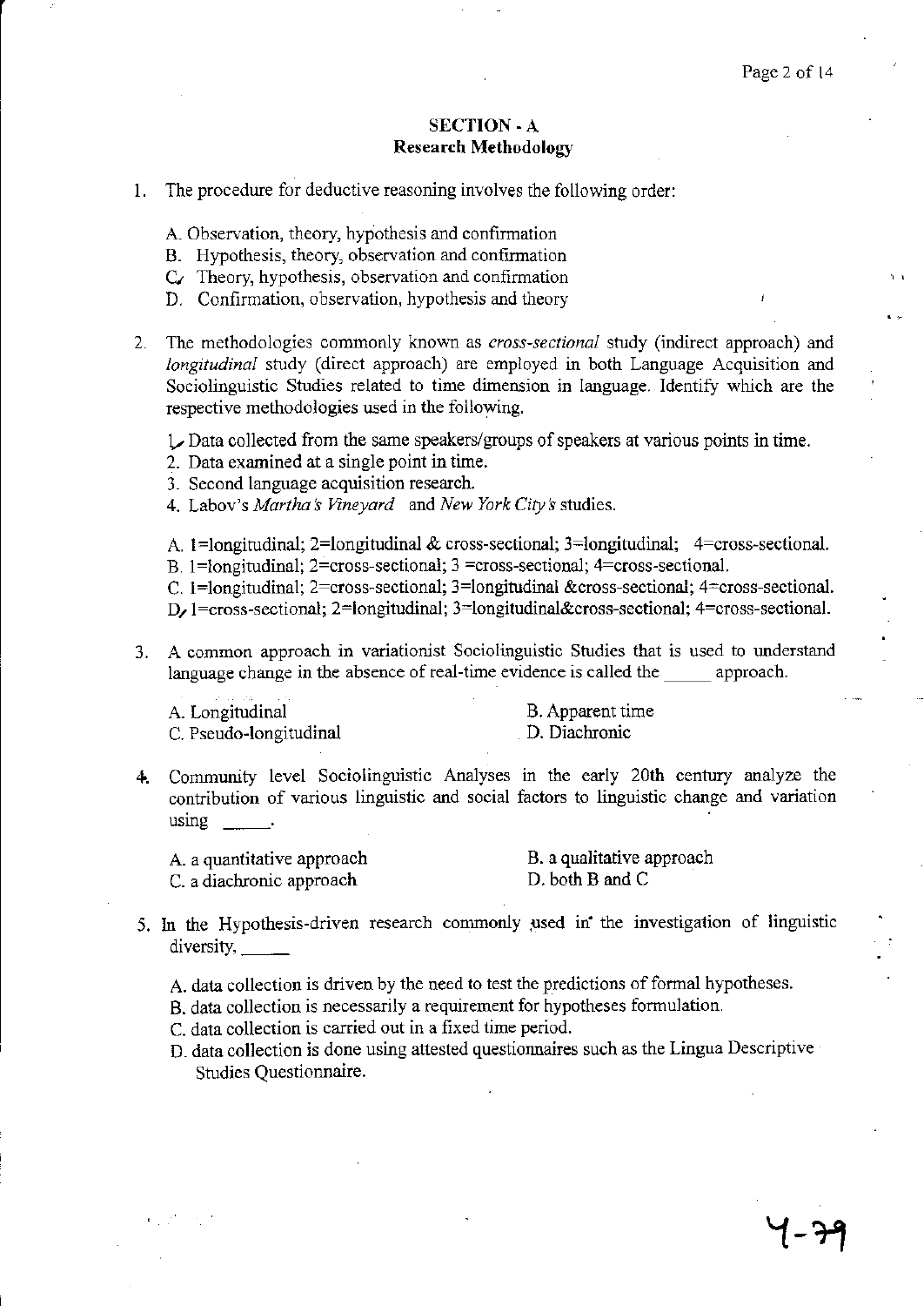## SECTION - A
## Research Methodology

1. The procedure for deductive reasoning involves the following order:

   A. Observation, theory, hypothesis and confirmation  
   B. Hypothesis, theory, observation and confirmation  
   C. Theory, hypothesis, observation and confirmation  
   D. Confirmation, observation, hypothesis and theory

2. The methodologies commonly known as *cross-sectional* study (indirect approach) and *longitudinal* study (direct approach) are employed in both Language Acquisition and Sociolinguistic Studies related to time dimension in language. Identify which are the respective methodologies used in the following.

   1. Data collected from the same speakers/groups of speakers at various points in time.
   2. Data examined at a single point in time.
   3. Second language acquisition research.
   4. Labov's *Martha's Vineyard* and *New York City's* studies.

   A. 1=longitudinal; 2=longitudinal & cross-sectional; 3=longitudinal; 4=cross-sectional.  
   B. 1=longitudinal; 2=cross-sectional; 3 =cross-sectional; 4=cross-sectional.  
   C. 1=longitudinal; 2=cross-sectional; 3=longitudinal &cross-sectional; 4=cross-sectional.  
   D. 1=cross-sectional; 2=longitudinal; 3=longitudinal&cross-sectional; 4=cross-sectional.

3. A common approach in variationist Sociolinguistic Studies that is used to understand language change in the absence of real-time evidence is called the _____ approach.

   A. Longitudinal  
   B. Apparent time  
   C. Pseudo-longitudinal  
   D. Diachronic

4. Community level Sociolinguistic Analyses in the early 20th century analyze the contribution of various linguistic and social factors to linguistic change and variation using _____.

   A. a quantitative approach  
   B. a qualitative approach  
   C. a diachronic approach  
   D. both B and C

5. In the Hypothesis-driven research commonly used in the investigation of linguistic diversity, _____

   A. data collection is driven by the need to test the predictions of formal hypotheses.  
   B. data collection is necessarily a requirement for hypotheses formulation.  
   C. data collection is carried out in a fixed time period.  
   D. data collection is done using attested questionnaires such as the Lingua Descriptive Studies Questionnaire.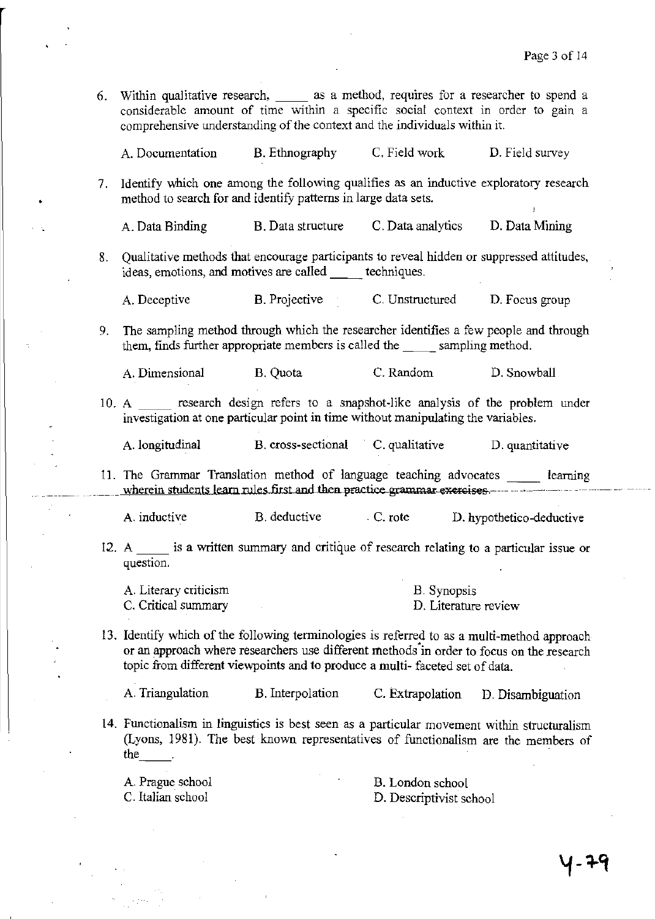6. Within qualitative research, _____ as a method, requires for a researcher to spend a considerable amount of time within a specific social context in order to gain a comprehensive understanding of the context and the individuals within it.

   A. Documentation B. Ethnography C. Field work D. Field survey

7. Identify which one among the following qualifies as an inductive exploratory research method to search for and identify patterns in large data sets.

   A. Data Binding B. Data structure C. Data analytics D. Data Mining

8. Qualitative methods that encourage participants to reveal hidden or suppressed attitudes, ideas, emotions, and motives are called _____ techniques.

   A. Deceptive B. Projective C. Unstructured D. Focus group

9. The sampling method through which the researcher identifies a few people and through them, finds further appropriate members is called the _____ sampling method.

   A. Dimensional B. Quota C. Random D. Snowball

10. A _____ research design refers to a snapshot-like analysis of the problem under investigation at one particular point in time without manipulating the variables.

    A. longitudinal B. cross-sectional C. qualitative D. quantitative

11. The Grammar Translation method of language teaching advocates _____ learning wherein students learn rules first and then practice grammar exercises.

    A. inductive B. deductive C. rote D. hypothetico-deductive

12. A _____ is a written summary and critique of research relating to a particular issue or question.

    A. Literary criticism B. Synopsis
    C. Critical summary D. Literature review

13. Identify which of the following terminologies is referred to as a multi-method approach or an approach where researchers use different methods in order to focus on the research topic from different viewpoints and to produce a multi- faceted set of data.

    A. Triangulation B. Interpolation C. Extrapolation D. Disambiguation

14. Functionalism in linguistics is best seen as a particular movement within structuralism (Lyons, 1981). The best known representatives of functionalism are the members of the_____.

    A. Prague school B. London school
    C. Italian school D. Descriptivist school

4-79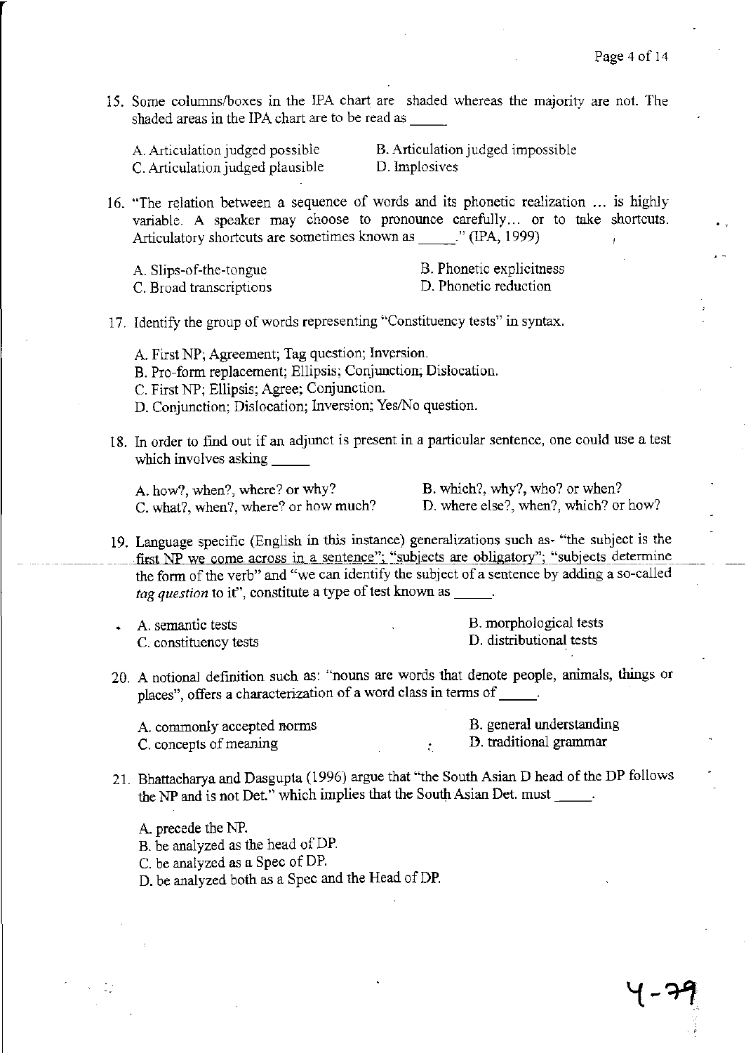15. Some columns/boxes in the IPA chart are shaded whereas the majority are not. The shaded areas in the IPA chart are to be read as _____

A. Articulation judged possible
B. Articulation judged impossible
C. Articulation judged plausible
D. Implosives

16. "The relation between a sequence of words and its phonetic realization ... is highly variable. A speaker may choose to pronounce carefully... or to take shortcuts. Articulatory shortcuts are sometimes known as _____." (IPA, 1999)

A. Slips-of-the-tongue
B. Phonetic explicitness
C. Broad transcriptions
D. Phonetic reduction

17. Identify the group of words representing "Constituency tests" in syntax.

A. First NP; Agreement; Tag question; Inversion.
B. Pro-form replacement; Ellipsis; Conjunction; Dislocation.
C. First NP; Ellipsis; Agree; Conjunction.
D. Conjunction; Dislocation; Inversion; Yes/No question.

18. In order to find out if an adjunct is present in a particular sentence, one could use a test which involves asking _____

A. how?, when?, where? or why?
B. which?, why?, who? or when?
C. what?, when?, where? or how much?
D. where else?, when?, which? or how?

19. Language specific (English in this instance) generalizations such as- "the subject is the first NP we come across in a sentence"; "subjects are obligatory"; "subjects determine the form of the verb" and "we can identify the subject of a sentence by adding a so-called *tag question* to it", constitute a type of test known as _____.

A. semantic tests
B. morphological tests
C. constituency tests
D. distributional tests

20. A notional definition such as: "nouns are words that denote people, animals, things or places", offers a characterization of a word class in terms of _____.

A. commonly accepted norms
B. general understanding
C. concepts of meaning
D. traditional grammar

21. Bhattacharya and Dasgupta (1996) argue that "the South Asian D head of the DP follows the NP and is not Det." which implies that the South Asian Det. must _____.

A. precede the NP.
B. be analyzed as the head of DP.
C. be analyzed as a Spec of DP.
D. be analyzed both as a Spec and the Head of DP.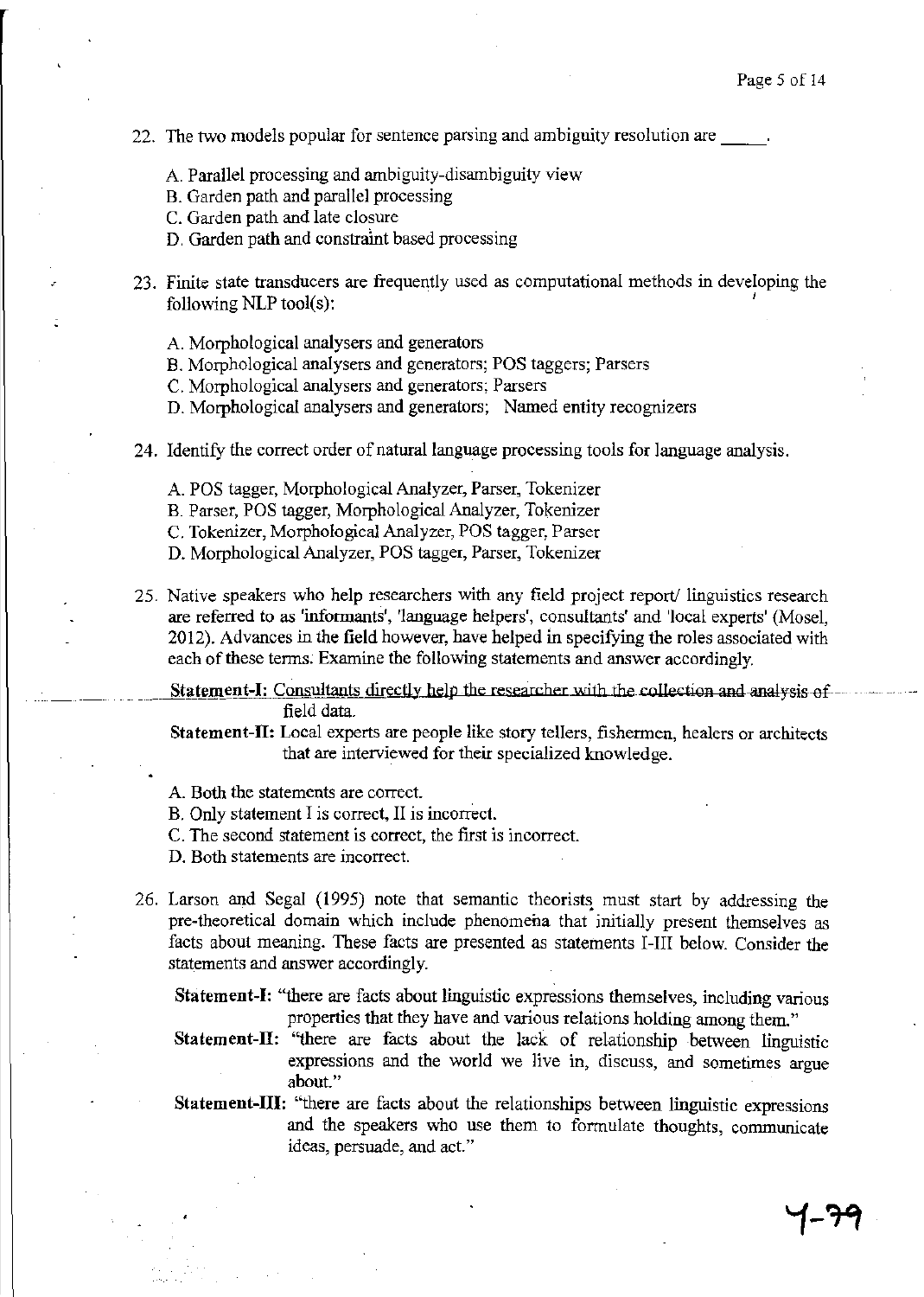22. The two models popular for sentence parsing and ambiguity resolution are _____.

   A. Parallel processing and ambiguity-disambiguity view
   B. Garden path and parallel processing
   C. Garden path and late closure
   D. Garden path and constraint based processing

23. Finite state transducers are frequently used as computational methods in developing the following NLP tool(s):

   A. Morphological analysers and generators
   B. Morphological analysers and generators; POS taggers; Parsers
   C. Morphological analysers and generators; Parsers
   D. Morphological analysers and generators; Named entity recognizers

24. Identify the correct order of natural language processing tools for language analysis.

   A. POS tagger, Morphological Analyzer, Parser, Tokenizer
   B. Parser, POS tagger, Morphological Analyzer, Tokenizer
   C. Tokenizer, Morphological Analyzer, POS tagger, Parser
   D. Morphological Analyzer, POS tagger, Parser, Tokenizer

25. Native speakers who help researchers with any field project report/ linguistics research are referred to as 'informants', 'language helpers', consultants' and 'local experts' (Mosel, 2012). Advances in the field however, have helped in specifying the roles associated with each of these terms. Examine the following statements and answer accordingly.

   **Statement-I:** Consultants directly help the researcher with the collection and analysis of field data.

   **Statement-II:** Local experts are people like story tellers, fishermen, healers or architects that are interviewed for their specialized knowledge.

   A. Both the statements are correct.
   B. Only statement I is correct, II is incorrect.
   C. The second statement is correct, the first is incorrect.
   D. Both statements are incorrect.

26. Larson and Segal (1995) note that semantic theorists must start by addressing the pre-theoretical domain which include phenomena that initially present themselves as facts about meaning. These facts are presented as statements I-III below. Consider the statements and answer accordingly.

   **Statement-I:** "there are facts about linguistic expressions themselves, including various properties that they have and various relations holding among them."

   **Statement-II:** "there are facts about the lack of relationship between linguistic expressions and the world we live in, discuss, and sometimes argue about."

   **Statement-III:** "there are facts about the relationships between linguistic expressions and the speakers who use them to formulate thoughts, communicate ideas, persuade, and act."

4-79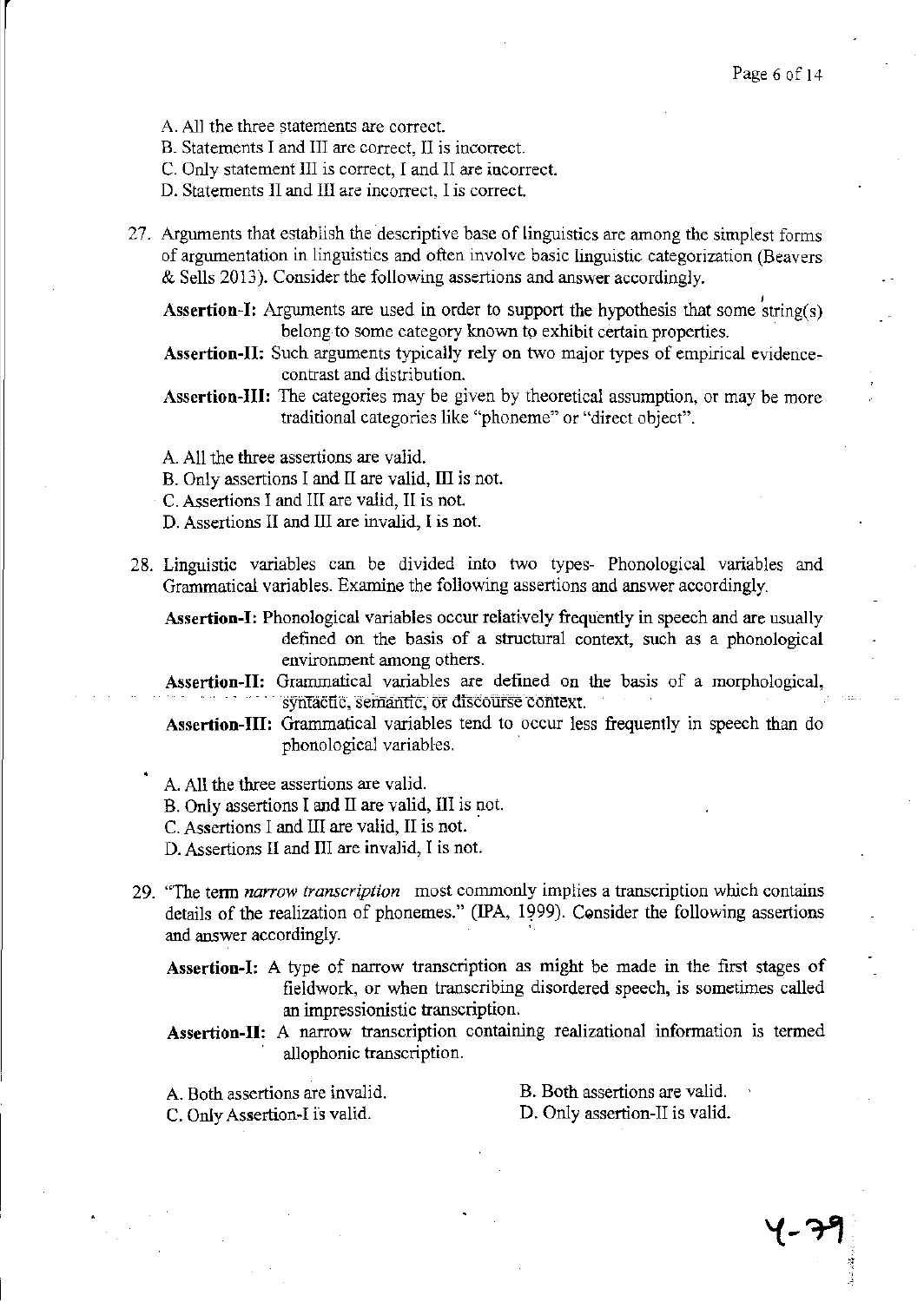A. All the three statements are correct.
B. Statements I and III are correct, II is incorrect.
C. Only statement III is correct, I and II are incorrect.
D. Statements II and III are incorrect, I is correct.

27. Arguments that establish the descriptive base of linguistics are among the simplest forms of argumentation in linguistics and often involve basic linguistic categorization (Beavers & Sells 2013). Consider the following assertions and answer accordingly.

 **Assertion-I:** Arguments are used in order to support the hypothesis that some string(s) belong to some category known to exhibit certain properties.

 **Assertion-II:** Such arguments typically rely on two major types of empirical evidence-contrast and distribution.

 **Assertion-III:** The categories may be given by theoretical assumption, or may be more traditional categories like "phoneme" or "direct object".

 A. All the three assertions are valid.
 B. Only assertions I and II are valid, III is not.
 C. Assertions I and III are valid, II is not.
 D. Assertions II and III are invalid, I is not.

28. Linguistic variables can be divided into two types- Phonological variables and Grammatical variables. Examine the following assertions and answer accordingly.

 **Assertion-I:** Phonological variables occur relatively frequently in speech and are usually defined on the basis of a structural context, such as a phonological environment among others.

 **Assertion-II:** Grammatical variables are defined on the basis of a morphological, syntactic, semantic, or discourse context.

 **Assertion-III:** Grammatical variables tend to occur less frequently in speech than do phonological variables.

 A. All the three assertions are valid.
 B. Only assertions I and II are valid, III is not.
 C. Assertions I and III are valid, II is not.
 D. Assertions II and III are invalid, I is not.

29. "The term *narrow transcription* most commonly implies a transcription which contains details of the realization of phonemes." (IPA, 1999). Consider the following assertions and answer accordingly.

 **Assertion-I:** A type of narrow transcription as might be made in the first stages of fieldwork, or when transcribing disordered speech, is sometimes called an impressionistic transcription.

 **Assertion-II:** A narrow transcription containing realizational information is termed allophonic transcription.

 A. Both assertions are invalid.
 B. Both assertions are valid.
 C. Only Assertion-I is valid.
 D. Only assertion-II is valid.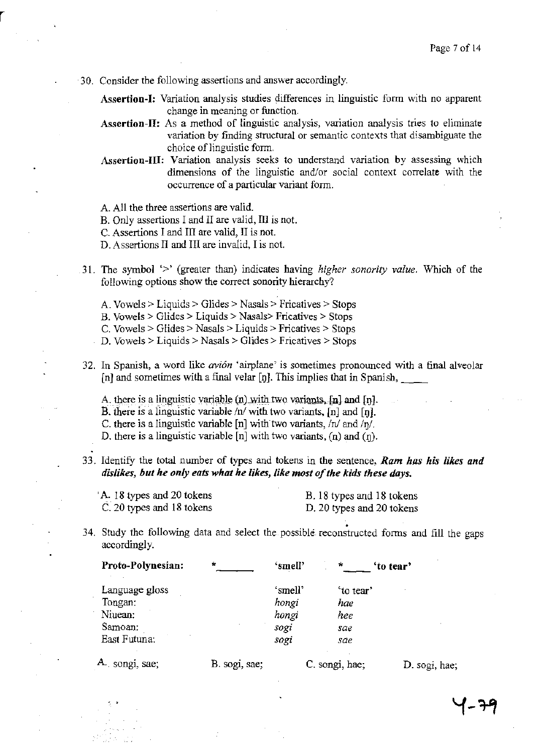30. Consider the following assertions and answer accordingly.

    **Assertion-I:** Variation analysis studies differences in linguistic form with no apparent change in meaning or function.

    **Assertion-II:** As a method of linguistic analysis, variation analysis tries to eliminate variation by finding structural or semantic contexts that disambiguate the choice of linguistic form.

    **Assertion-III:** Variation analysis seeks to understand variation by assessing which dimensions of the linguistic and/or social context correlate with the occurrence of a particular variant form.

    A. All the three assertions are valid.
    B. Only assertions I and II are valid, III is not.
    C. Assertions I and III are valid, II is not.
    D. Assertions II and III are invalid, I is not.

31. The symbol '>' (greater than) indicates having *higher sonority value*. Which of the following options show the correct sonority hierarchy?

    A. Vowels > Liquids > Glides > Nasals > Fricatives > Stops
    B. Vowels > Glides > Liquids > Nasals> Fricatives > Stops
    C. Vowels > Glides > Nasals > Liquids > Fricatives > Stops
    D. Vowels > Liquids > Nasals > Glides > Fricatives > Stops

32. In Spanish, a word like *avión* 'airplane' is sometimes pronounced with a final alveolar [n] and sometimes with a final velar [ŋ]. This implies that in Spanish, _____

    A. there is a linguistic variable (n) with two variants, [n] and [ŋ].
    B. there is a linguistic variable /n/ with two variants, [n] and [ŋ].
    C. there is a linguistic variable [n] with two variants, /n/ and /ŋ/.
    D. there is a linguistic variable [n] with two variants, (n) and (ŋ).

33. Identify the total number of types and tokens in the sentence, ***Ram has his likes and dislikes, but he only eats what he likes, like most of the kids these days.***

    A. 18 types and 20 tokens
    B. 18 types and 18 tokens
    C. 20 types and 18 tokens
    D. 20 types and 20 tokens

34. Study the following data and select the possible reconstructed forms and fill the gaps accordingly.

| **Proto-Polynesian:** | *_______ 'smell' | *_____ **'to tear'** |
|---|---|---|
| Language gloss | 'smell' | 'to tear' |
| Tongan: | *hongi* | *hae* |
| Niuean: | *hongi* | *hee* |
| Samoan: | *sogi* | *sae* |
| East Futuna: | *sogi* | *sae* |

A. songi, sae;  B. sogi, sae;  C. songi, hae;  D. sogi, hae;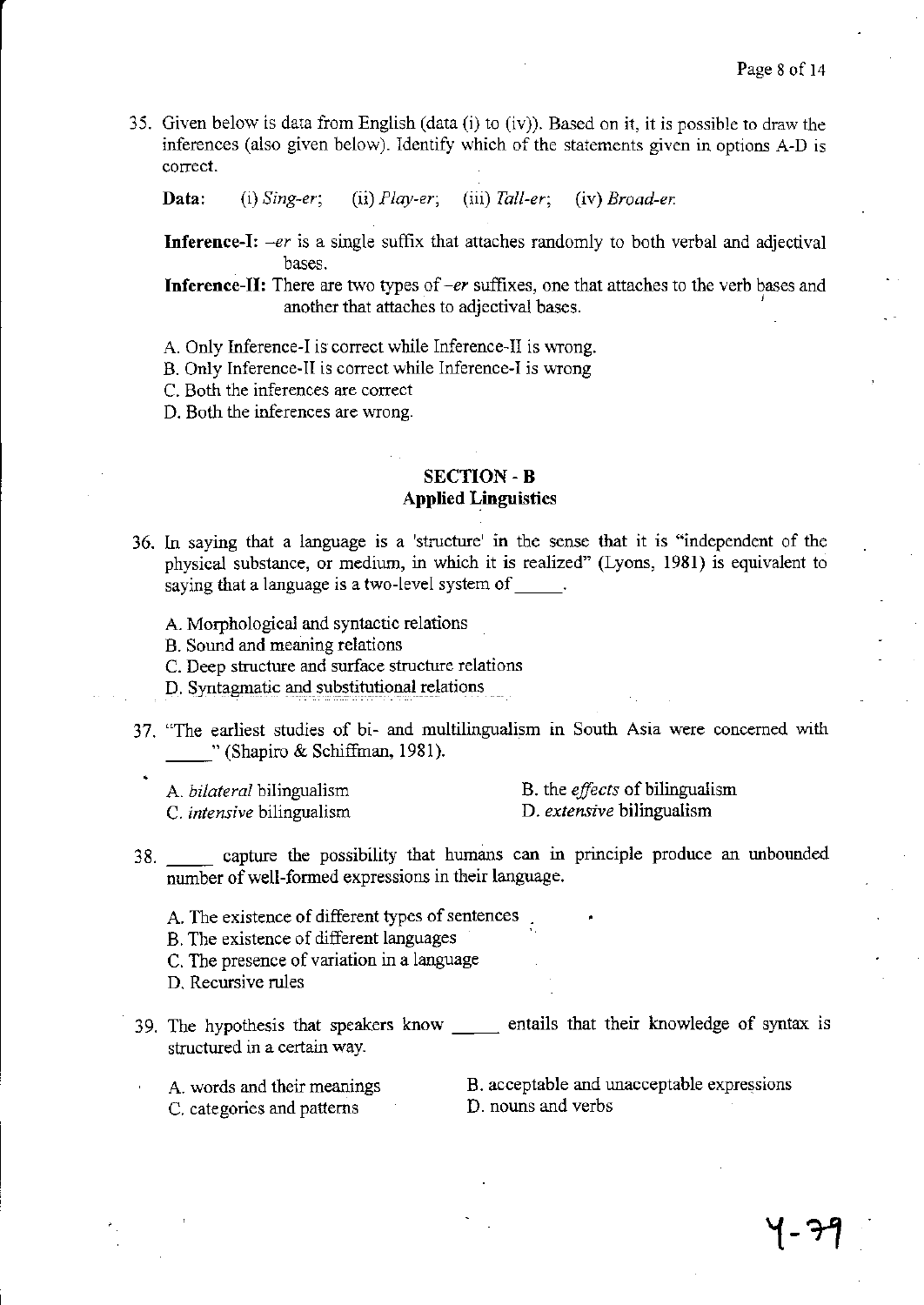35. Given below is data from English (data (i) to (iv)). Based on it, it is possible to draw the inferences (also given below). Identify which of the statements given in options A-D is correct.

**Data:** (i) *Sing-er*; (ii) *Play-er*; (iii) *Tall-er*; (iv) *Broad-er.*

**Inference-I:** *–er* is a single suffix that attaches randomly to both verbal and adjectival bases.

**Inference-II:** There are two types of *–er* suffixes, one that attaches to the verb bases and another that attaches to adjectival bases.

A. Only Inference-I is correct while Inference-II is wrong.
B. Only Inference-II is correct while Inference-I is wrong
C. Both the inferences are correct
D. Both the inferences are wrong.

## SECTION - B
## Applied Linguistics

36. In saying that a language is a 'structure' in the sense that it is "independent of the physical substance, or medium, in which it is realized" (Lyons, 1981) is equivalent to saying that a language is a two-level system of _____.

A. Morphological and syntactic relations
B. Sound and meaning relations
C. Deep structure and surface structure relations
D. Syntagmatic and substitutional relations

37. "The earliest studies of bi- and multilingualism in South Asia were concerned with _____" (Shapiro & Schiffman, 1981).

A. *bilateral* bilingualism
B. the *effects* of bilingualism
C. *intensive* bilingualism
D. *extensive* bilingualism

38. _____ capture the possibility that humans can in principle produce an unbounded number of well-formed expressions in their language.

A. The existence of different types of sentences
B. The existence of different languages
C. The presence of variation in a language
D. Recursive rules

39. The hypothesis that speakers know _____ entails that their knowledge of syntax is structured in a certain way.

A. words and their meanings
B. acceptable and unacceptable expressions
C. categories and patterns
D. nouns and verbs

Y-79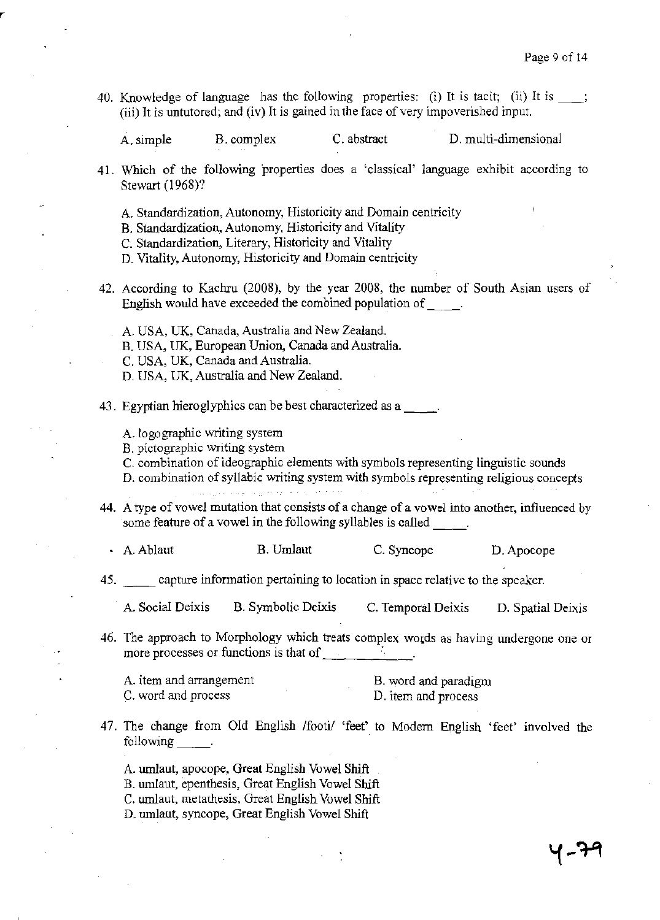40. Knowledge of language has the following properties: (i) It is tacit; (ii) It is ____; (iii) It is untutored; and (iv) It is gained in the face of very impoverished input.

A. simple   B. complex   C. abstract   D. multi-dimensional

41. Which of the following properties does a 'classical' language exhibit according to Stewart (1968)?

A. Standardization, Autonomy, Historicity and Domain centricity
B. Standardization, Autonomy, Historicity and Vitality
C. Standardization, Literary, Historicity and Vitality
D. Vitality, Autonomy, Historicity and Domain centricity

42. According to Kachru (2008), by the year 2008, the number of South Asian users of English would have exceeded the combined population of ____.

A. USA, UK, Canada, Australia and New Zealand.
B. USA, UK, European Union, Canada and Australia.
C. USA, UK, Canada and Australia.
D. USA, UK, Australia and New Zealand.

43. Egyptian hieroglyphics can be best characterized as a ____.

A. logographic writing system
B. pictographic writing system
C. combination of ideographic elements with symbols representing linguistic sounds
D. combination of syllabic writing system with symbols representing religious concepts

44. A type of vowel mutation that consists of a change of a vowel into another, influenced by some feature of a vowel in the following syllables is called ____.

A. Ablaut   B. Umlaut   C. Syncope   D. Apocope

45. ____ capture information pertaining to location in space relative to the speaker.

A. Social Deixis   B. Symbolic Deixis   C. Temporal Deixis   D. Spatial Deixis

46. The approach to Morphology which treats complex words as having undergone one or more processes or functions is that of ____________.

A. item and arrangement   B. word and paradigm
C. word and process   D. item and process

47. The change from Old English /footi/ 'feet' to Modern English 'feet' involved the following ____.

A. umlaut, apocope, Great English Vowel Shift
B. umlaut, epenthesis, Great English Vowel Shift
C. umlaut, metathesis, Great English Vowel Shift
D. umlaut, syncope, Great English Vowel Shift

4-79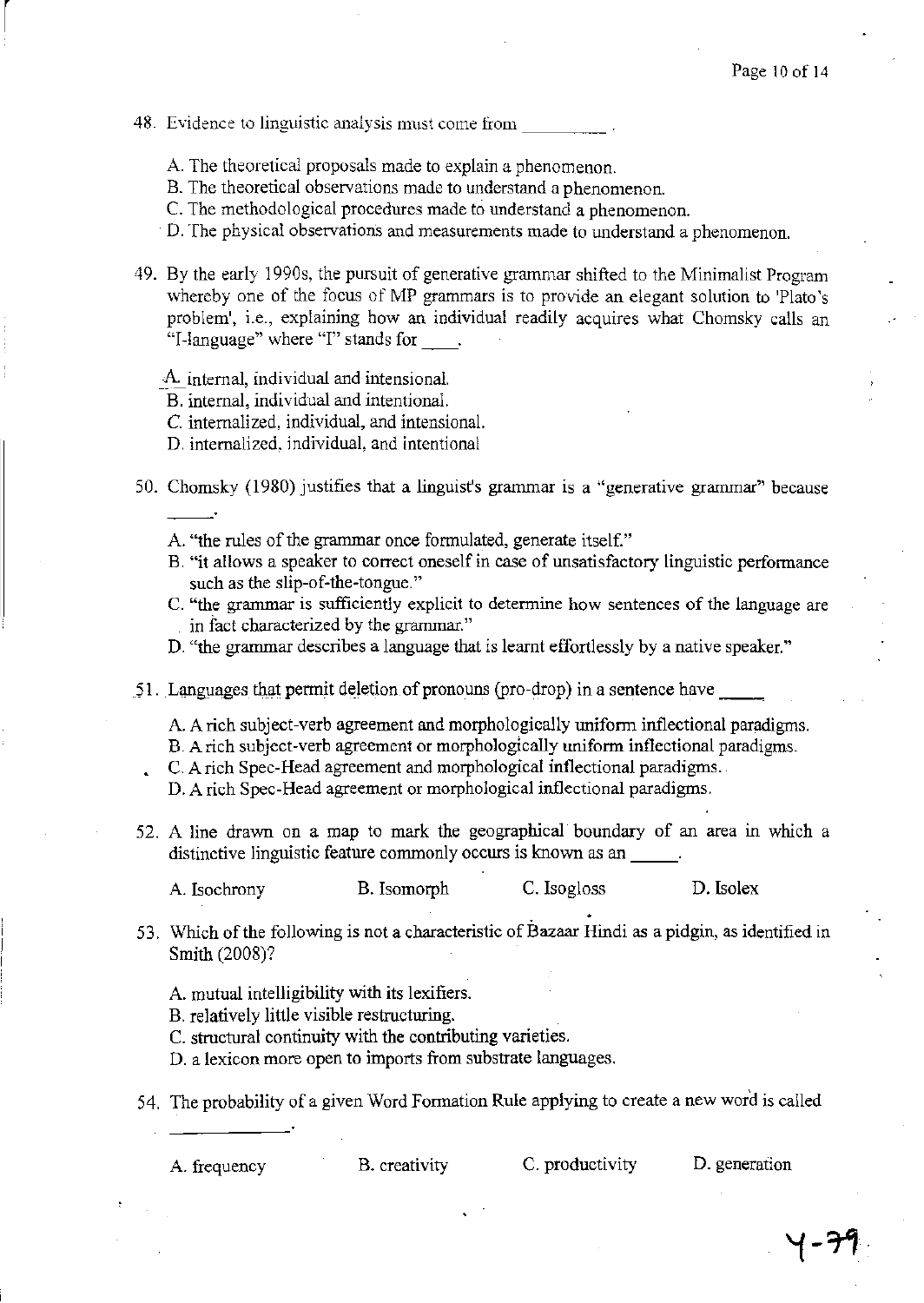48. Evidence to linguistic analysis must come from _________ .

A. The theoretical proposals made to explain a phenomenon.
B. The theoretical observations made to understand a phenomenon.
C. The methodological procedures made to understand a phenomenon.
D. The physical observations and measurements made to understand a phenomenon.

49. By the early 1990s, the pursuit of generative grammar shifted to the Minimalist Program whereby one of the focus of MP grammars is to provide an elegant solution to 'Plato's problem', i.e., explaining how an individual readily acquires what Chomsky calls an "I-language" where "I" stands for ____.

A. internal, individual and intensional.
B. internal, individual and intentional.
C. internalized, individual, and intensional.
D. internalized, individual, and intentional

50. Chomsky (1980) justifies that a linguist's grammar is a "generative grammar" because _____.

A. "the rules of the grammar once formulated, generate itself."
B. "it allows a speaker to correct oneself in case of unsatisfactory linguistic performance such as the slip-of-the-tongue."
C. "the grammar is sufficiently explicit to determine how sentences of the language are in fact characterized by the grammar."
D. "the grammar describes a language that is learnt effortlessly by a native speaker."

51. Languages that permit deletion of pronouns (pro-drop) in a sentence have _____

A. A rich subject-verb agreement and morphologically uniform inflectional paradigms.
B. A rich subject-verb agreement or morphologically uniform inflectional paradigms.
C. A rich Spec-Head agreement and morphological inflectional paradigms.
D. A rich Spec-Head agreement or morphological inflectional paradigms.

52. A line drawn on a map to mark the geographical boundary of an area in which a distinctive linguistic feature commonly occurs is known as an _____.

A. Isochrony B. Isomorph C. Isogloss D. Isolex

53. Which of the following is not a characteristic of Bazaar Hindi as a pidgin, as identified in Smith (2008)?

A. mutual intelligibility with its lexifiers.
B. relatively little visible restructuring.
C. structural continuity with the contributing varieties.
D. a lexicon more open to imports from substrate languages.

54. The probability of a given Word Formation Rule applying to create a new word is called ____________.

A. frequency B. creativity C. productivity D. generation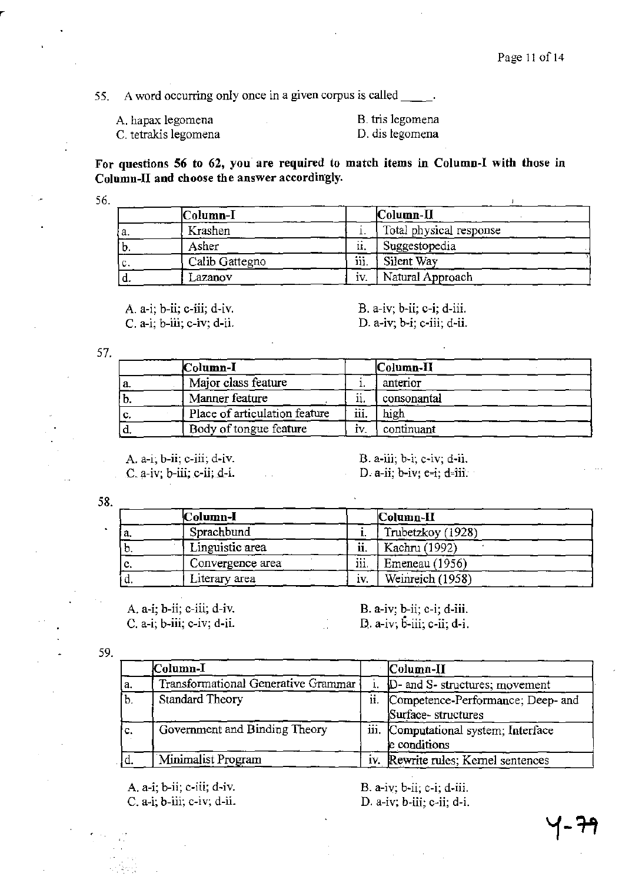55. A word occurring only once in a given corpus is called _____.

A. hapax legomena
B. tris legomena
C. tetrakis legomena
D. dis legomena

**For questions 56 to 62, you are required to match items in Column-I with those in Column-II and choose the answer accordingly.**

56.

| | Column-I | | Column-II |
|---|---|---|---|
| a. | Krashen | i. | Total physical response |
| b. | Asher | ii. | Suggestopedia |
| c. | Calib Gattegno | iii. | Silent Way |
| d. | Lazanov | iv. | Natural Approach |

A. a-i; b-ii; c-iii; d-iv.
B. a-iv; b-ii; c-i; d-iii.
C. a-i; b-iii; c-iv; d-ii.
D. a-iv; b-i; c-iii; d-ii.

57.

| | Column-I | | Column-II |
|---|---|---|---|
| a. | Major class feature | i. | anterior |
| b. | Manner feature | ii. | consonantal |
| c. | Place of articulation feature | iii. | high |
| d. | Body of tongue feature | iv. | continuant |

A. a-i; b-ii; c-iii; d-iv.
B. a-iii; b-i; c-iv; d-ii.
C. a-iv; b-iii; c-ii; d-i.
D. a-ii; b-iv; c-i; d-iii.

58.

| | Column-I | | Column-II |
|---|---|---|---|
| a. | Sprachbund | i. | Trubetzkoy (1928) |
| b. | Linguistic area | ii. | Kachru (1992) |
| c. | Convergence area | iii. | Emeneau (1956) |
| d. | Literary area | iv. | Weinreich (1958) |

A. a-i; b-ii; c-iii; d-iv.
B. a-iv; b-ii; c-i; d-iii.
C. a-i; b-iii; c-iv; d-ii.
D. a-iv; b-iii; c-ii; d-i.

59.

| | Column-I | | Column-II |
|---|---|---|---|
| a. | Transformational Generative Grammar | i. | D- and S- structures; movement |
| b. | Standard Theory | ii. | Competence-Performance; Deep- and Surface- structures |
| c. | Government and Binding Theory | iii. | Computational system; Interface e conditions |
| d. | Minimalist Program | iv. | Rewrite rules; Kernel sentences |

A. a-i; b-ii; c-iii; d-iv.
B. a-iv; b-ii; c-i; d-iii.
C. a-i; b-iii; c-iv; d-ii.
D. a-iv; b-iii; c-ii; d-i.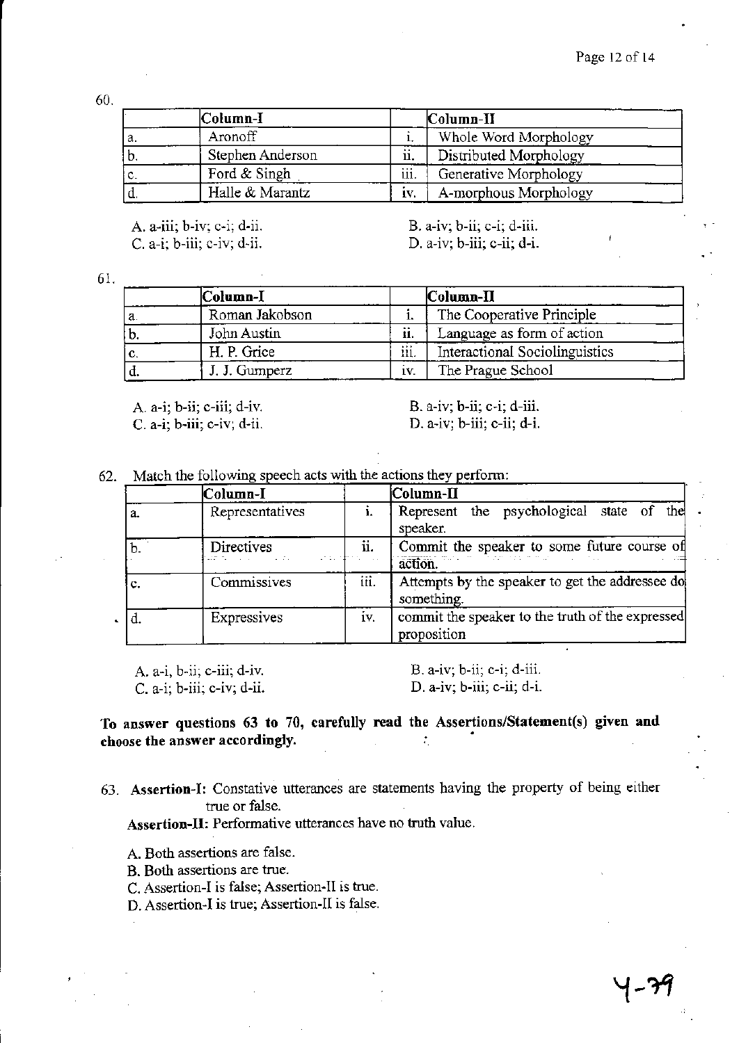60.

| | Column-I | | Column-II |
|---|---|---|---|
| a. | Aronoff | i. | Whole Word Morphology |
| b. | Stephen Anderson | ii. | Distributed Morphology |
| c. | Ford & Singh | iii. | Generative Morphology |
| d. | Halle & Marantz | iv. | A-morphous Morphology |

A. a-iii; b-iv; c-i; d-ii.
B. a-iv; b-ii; c-i; d-iii.
C. a-i; b-iii; c-iv; d-ii.
D. a-iv; b-iii; c-ii; d-i.

61.

| | Column-I | | Column-II |
|---|---|---|---|
| a. | Roman Jakobson | i. | The Cooperative Principle |
| b. | John Austin | ii. | Language as form of action |
| c. | H. P. Grice | iii. | Interactional Sociolinguistics |
| d. | J. J. Gumperz | iv. | The Prague School |

A. a-i; b-ii; c-iii; d-iv.
B. a-iv; b-ii; c-i; d-iii.
C. a-i; b-iii; c-iv; d-ii.
D. a-iv; b-iii; c-ii; d-i.

62. Match the following speech acts with the actions they perform:

| | Column-I | | Column-II |
|---|---|---|---|
| a. | Representatives | i. | Represent the psychological state of the speaker. |
| b. | Directives | ii. | Commit the speaker to some future course of action. |
| c. | Commissives | iii. | Attempts by the speaker to get the addressee do something. |
| d. | Expressives | iv. | commit the speaker to the truth of the expressed proposition |

A. a-i, b-ii; c-iii; d-iv.
B. a-iv; b-ii; c-i; d-iii.
C. a-i; b-iii; c-iv; d-ii.
D. a-iv; b-iii; c-ii; d-i.

**To answer questions 63 to 70, carefully read the Assertions/Statement(s) given and choose the answer accordingly.**

63. **Assertion-I:** Constative utterances are statements having the property of being either true or false.

**Assertion-II:** Performative utterances have no truth value.

A. Both assertions are false.
B. Both assertions are true.
C. Assertion-I is false; Assertion-II is true.
D. Assertion-I is true; Assertion-II is false.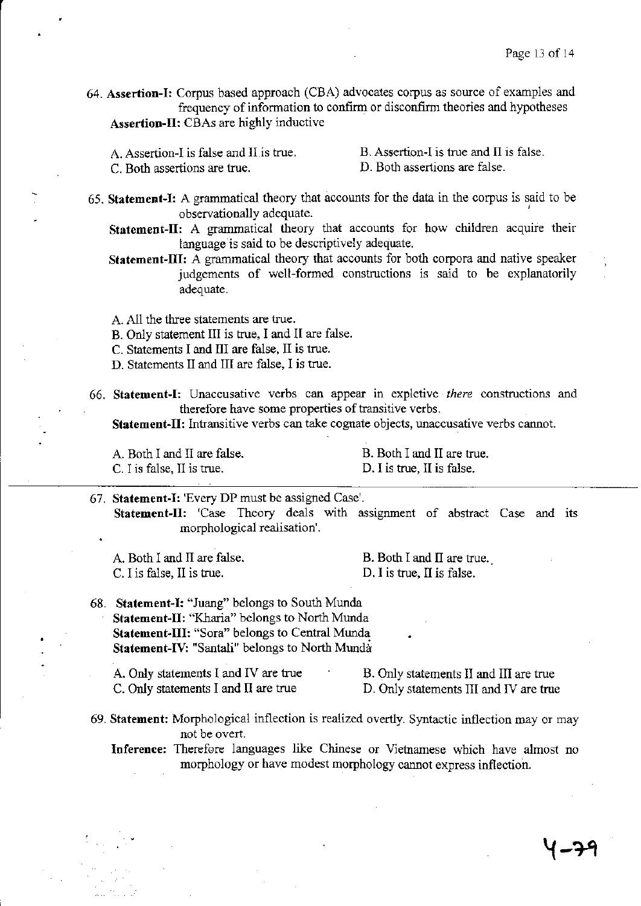64. **Assertion-I:** Corpus based approach (CBA) advocates corpus as source of examples and frequency of information to confirm or disconfirm theories and hypotheses
**Assertion-II:** CBAs are highly inductive

A. Assertion-I is false and II is true.
B. Assertion-I is true and II is false.
C. Both assertions are true.
D. Both assertions are false.

65. **Statement-I:** A grammatical theory that accounts for the data in the corpus is said to be observationally adequate.
**Statement-II:** A grammatical theory that accounts for how children acquire their language is said to be descriptively adequate.
**Statement-III:** A grammatical theory that accounts for both corpora and native speaker judgements of well-formed constructions is said to be explanatorily adequate.

A. All the three statements are true.
B. Only statement III is true, I and II are false.
C. Statements I and III are false, II is true.
D. Statements II and III are false, I is true.

66. **Statement-I:** Unaccusative verbs can appear in expletive *there* constructions and therefore have some properties of transitive verbs.
**Statement-II:** Intransitive verbs can take cognate objects, unaccusative verbs cannot.

A. Both I and II are false.
B. Both I and II are true.
C. I is false, II is true.
D. I is true, II is false.

67. **Statement-I:** 'Every DP must be assigned Case'.
**Statement-II:** 'Case Theory deals with assignment of abstract Case and its morphological realisation'.

A. Both I and II are false.
B. Both I and II are true.
C. I is false, II is true.
D. I is true, II is false.

68. **Statement-I:** "Juang" belongs to South Munda
**Statement-II:** "Kharia" belongs to North Munda
**Statement-III:** "Sora" belongs to Central Munda
**Statement-IV:** "Santali" belongs to North Munda

A. Only statements I and IV are true
B. Only statements II and III are true
C. Only statements I and II are true
D. Only statements III and IV are true

69. **Statement:** Morphological inflection is realized overtly. Syntactic inflection may or may not be overt.
**Inference:** Therefore languages like Chinese or Vietnamese which have almost no morphology or have modest morphology cannot express inflection.

4-79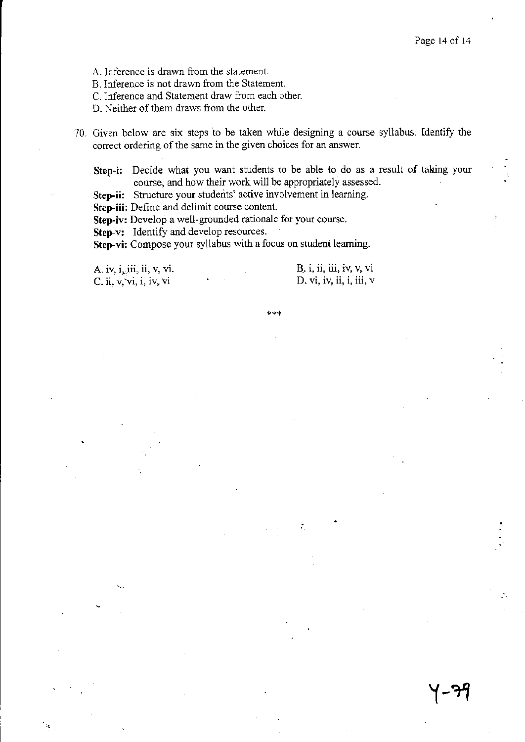A. Inference is drawn from the statement.
B. Inference is not drawn from the Statement.
C. Inference and Statement draw from each other.
D. Neither of them draws from the other.

70. Given below are six steps to be taken while designing a course syllabus. Identify the correct ordering of the same in the given choices for an answer.

**Step-i:** Decide what you want students to be able to do as a result of taking your course, and how their work will be appropriately assessed.
**Step-ii:** Structure your students' active involvement in learning.
**Step-iii:** Define and delimit course content.
**Step-iv:** Develop a well-grounded rationale for your course.
**Step-v:** Identify and develop resources.
**Step-vi:** Compose your syllabus with a focus on student learning.

A. iv, i, iii, ii, v, vi.
B. i, ii, iii, iv, v, vi
C. ii, v, vi, i, iv, vi
D. vi, iv, ii, i, iii, v

\*\*\*

Y-79